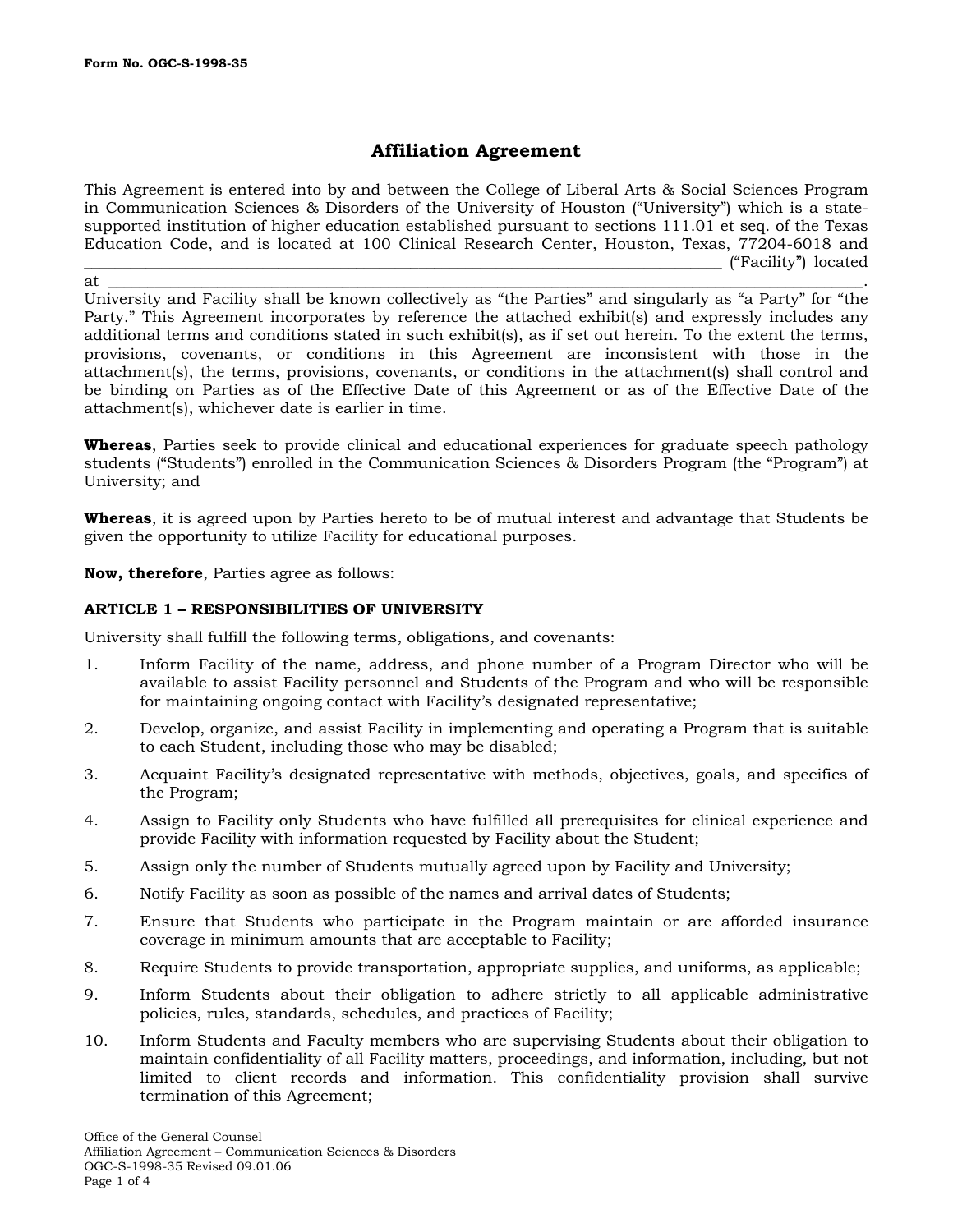Form No. OGC-S-1998-35

# Affiliation Agreement

This Agreement is entered into by and between the College of Liberal Arts & Social Sciences Program in Communication Sciences & Disorders of the University of Houston ("University") which is a state-supported institution of higher education established pursuant to sections 111.01 et seq. of the Texas Education Code, and is located at 100 Clinical Research Center, Houston, Texas, 77204-6018 and \_\_\_\_\_\_\_\_\_\_\_\_\_\_\_\_\_\_\_\_\_\_\_\_\_\_\_\_\_\_\_\_\_\_\_\_\_\_\_\_\_\_\_\_\_\_\_\_\_\_\_\_\_\_\_\_\_\_\_\_\_\_\_\_\_\_ ("Facility") located at \_\_\_\_\_\_\_\_\_\_\_\_\_\_\_\_\_\_\_\_\_\_\_\_\_\_\_\_\_\_\_\_\_\_\_\_\_\_\_\_\_\_\_\_\_\_\_\_\_\_\_\_\_\_\_\_\_\_\_\_\_\_\_\_\_\_\_\_\_\_\_\_\_\_\_\_\_\_. University and Facility shall be known collectively as "the Parties" and singularly as "a Party" for "the Party." This Agreement incorporates by reference the attached exhibit(s) and expressly includes any additional terms and conditions stated in such exhibit(s), as if set out herein. To the extent the terms, provisions, covenants, or conditions in this Agreement are inconsistent with those in the attachment(s), the terms, provisions, covenants, or conditions in the attachment(s) shall control and be binding on Parties as of the Effective Date of this Agreement or as of the Effective Date of the attachment(s), whichever date is earlier in time.

**Whereas**, Parties seek to provide clinical and educational experiences for graduate speech pathology students ("Students") enrolled in the Communication Sciences & Disorders Program (the "Program") at University; and

**Whereas**, it is agreed upon by Parties hereto to be of mutual interest and advantage that Students be given the opportunity to utilize Facility for educational purposes.

**Now, therefore**, Parties agree as follows:

## ARTICLE 1 – RESPONSIBILITIES OF UNIVERSITY

University shall fulfill the following terms, obligations, and covenants:

1. Inform Facility of the name, address, and phone number of a Program Director who will be available to assist Facility personnel and Students of the Program and who will be responsible for maintaining ongoing contact with Facility's designated representative;
2. Develop, organize, and assist Facility in implementing and operating a Program that is suitable to each Student, including those who may be disabled;
3. Acquaint Facility's designated representative with methods, objectives, goals, and specifics of the Program;
4. Assign to Facility only Students who have fulfilled all prerequisites for clinical experience and provide Facility with information requested by Facility about the Student;
5. Assign only the number of Students mutually agreed upon by Facility and University;
6. Notify Facility as soon as possible of the names and arrival dates of Students;
7. Ensure that Students who participate in the Program maintain or are afforded insurance coverage in minimum amounts that are acceptable to Facility;
8. Require Students to provide transportation, appropriate supplies, and uniforms, as applicable;
9. Inform Students about their obligation to adhere strictly to all applicable administrative policies, rules, standards, schedules, and practices of Facility;
10. Inform Students and Faculty members who are supervising Students about their obligation to maintain confidentiality of all Facility matters, proceedings, and information, including, but not limited to client records and information. This confidentiality provision shall survive termination of this Agreement;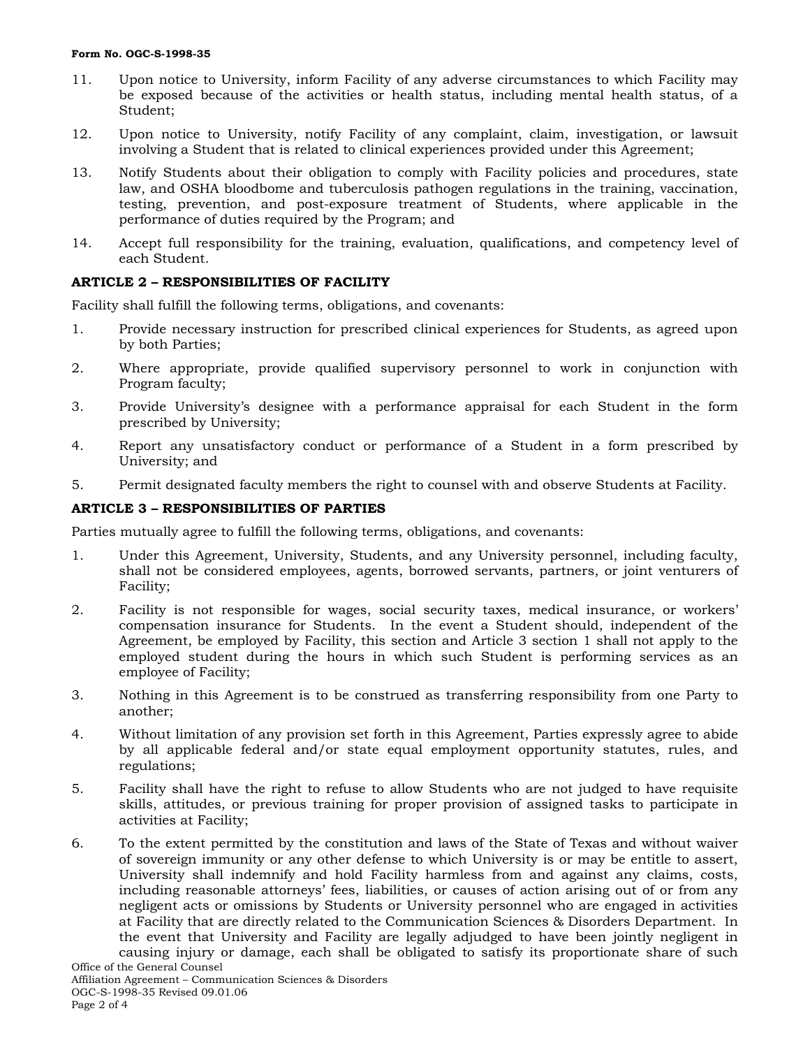11. Upon notice to University, inform Facility of any adverse circumstances to which Facility may be exposed because of the activities or health status, including mental health status, of a Student;
12. Upon notice to University, notify Facility of any complaint, claim, investigation, or lawsuit involving a Student that is related to clinical experiences provided under this Agreement;
13. Notify Students about their obligation to comply with Facility policies and procedures, state law, and OSHA bloodbome and tuberculosis pathogen regulations in the training, vaccination, testing, prevention, and post-exposure treatment of Students, where applicable in the performance of duties required by the Program; and
14. Accept full responsibility for the training, evaluation, qualifications, and competency level of each Student.

**ARTICLE 2 – RESPONSIBILITIES OF FACILITY**

Facility shall fulfill the following terms, obligations, and covenants:

1. Provide necessary instruction for prescribed clinical experiences for Students, as agreed upon by both Parties;
2. Where appropriate, provide qualified supervisory personnel to work in conjunction with Program faculty;
3. Provide University's designee with a performance appraisal for each Student in the form prescribed by University;
4. Report any unsatisfactory conduct or performance of a Student in a form prescribed by University; and
5. Permit designated faculty members the right to counsel with and observe Students at Facility.

**ARTICLE 3 – RESPONSIBILITIES OF PARTIES**

Parties mutually agree to fulfill the following terms, obligations, and covenants:

1. Under this Agreement, University, Students, and any University personnel, including faculty, shall not be considered employees, agents, borrowed servants, partners, or joint venturers of Facility;
2. Facility is not responsible for wages, social security taxes, medical insurance, or workers' compensation insurance for Students. In the event a Student should, independent of the Agreement, be employed by Facility, this section and Article 3 section 1 shall not apply to the employed student during the hours in which such Student is performing services as an employee of Facility;
3. Nothing in this Agreement is to be construed as transferring responsibility from one Party to another;
4. Without limitation of any provision set forth in this Agreement, Parties expressly agree to abide by all applicable federal and/or state equal employment opportunity statutes, rules, and regulations;
5. Facility shall have the right to refuse to allow Students who are not judged to have requisite skills, attitudes, or previous training for proper provision of assigned tasks to participate in activities at Facility;
6. To the extent permitted by the constitution and laws of the State of Texas and without waiver of sovereign immunity or any other defense to which University is or may be entitle to assert, University shall indemnify and hold Facility harmless from and against any claims, costs, including reasonable attorneys' fees, liabilities, or causes of action arising out of or from any negligent acts or omissions by Students or University personnel who are engaged in activities at Facility that are directly related to the Communication Sciences & Disorders Department. In the event that University and Facility are legally adjudged to have been jointly negligent in causing injury or damage, each shall be obligated to satisfy its proportionate share of such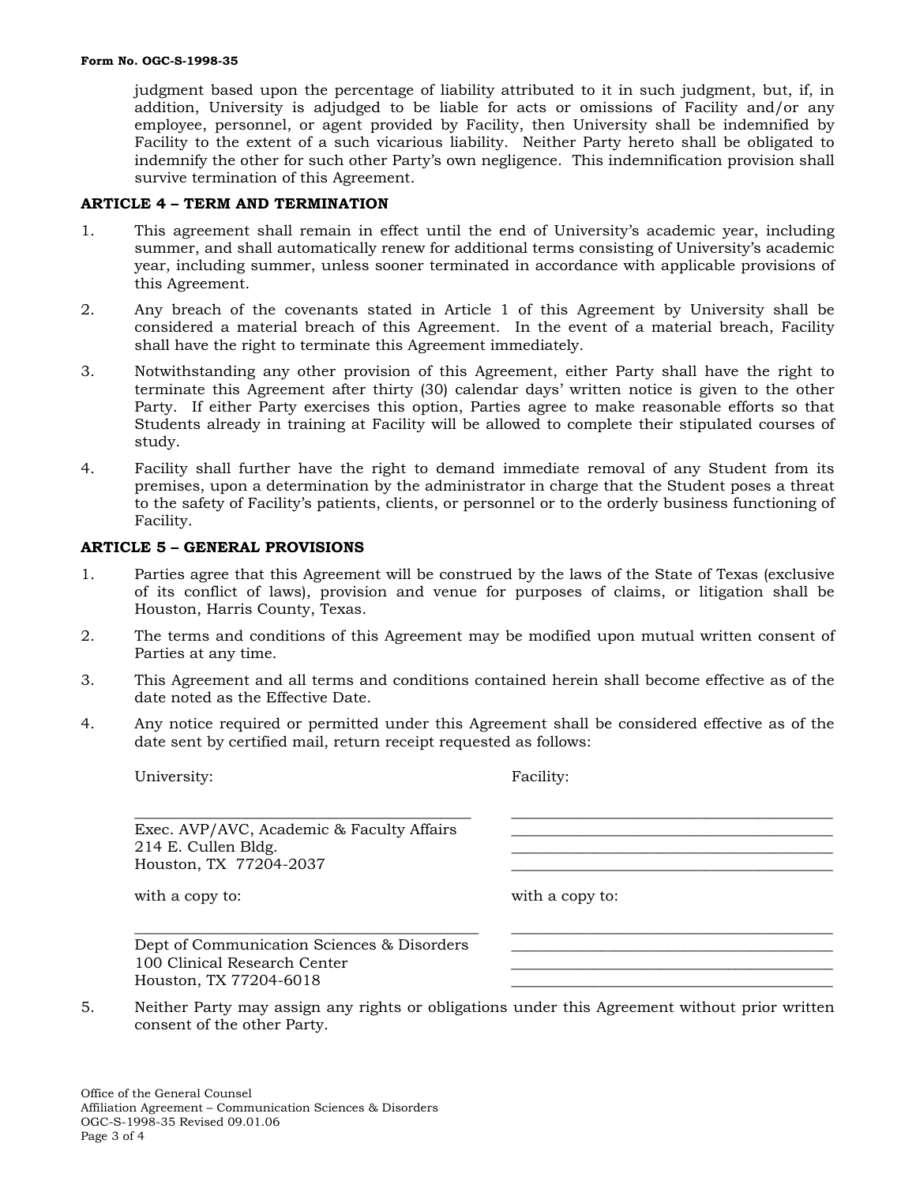judgment based upon the percentage of liability attributed to it in such judgment, but, if, in addition, University is adjudged to be liable for acts or omissions of Facility and/or any employee, personnel, or agent provided by Facility, then University shall be indemnified by Facility to the extent of a such vicarious liability. Neither Party hereto shall be obligated to indemnify the other for such other Party's own negligence. This indemnification provision shall survive termination of this Agreement.

**ARTICLE 4 – TERM AND TERMINATION**

1. This agreement shall remain in effect until the end of University's academic year, including summer, and shall automatically renew for additional terms consisting of University's academic year, including summer, unless sooner terminated in accordance with applicable provisions of this Agreement.

2. Any breach of the covenants stated in Article 1 of this Agreement by University shall be considered a material breach of this Agreement. In the event of a material breach, Facility shall have the right to terminate this Agreement immediately.

3. Notwithstanding any other provision of this Agreement, either Party shall have the right to terminate this Agreement after thirty (30) calendar days' written notice is given to the other Party. If either Party exercises this option, Parties agree to make reasonable efforts so that Students already in training at Facility will be allowed to complete their stipulated courses of study.

4. Facility shall further have the right to demand immediate removal of any Student from its premises, upon a determination by the administrator in charge that the Student poses a threat to the safety of Facility's patients, clients, or personnel or to the orderly business functioning of Facility.

**ARTICLE 5 – GENERAL PROVISIONS**

1. Parties agree that this Agreement will be construed by the laws of the State of Texas (exclusive of its conflict of laws), provision and venue for purposes of claims, or litigation shall be Houston, Harris County, Texas.

2. The terms and conditions of this Agreement may be modified upon mutual written consent of Parties at any time.

3. This Agreement and all terms and conditions contained herein shall become effective as of the date noted as the Effective Date.

4. Any notice required or permitted under this Agreement shall be considered effective as of the date sent by certified mail, return receipt requested as follows:

| University: | Facility: |
|---|---|
| ______________________________ | ______________________________ |
| Exec. AVP/AVC, Academic & Faculty Affairs | ______________________________ |
| 214 E. Cullen Bldg. | ______________________________ |
| Houston, TX 77204-2037 | ______________________________ |
| with a copy to: | with a copy to: |
| ______________________________ | ______________________________ |
| Dept of Communication Sciences & Disorders | ______________________________ |
| 100 Clinical Research Center | ______________________________ |
| Houston, TX 77204-6018 | ______________________________ |

5. Neither Party may assign any rights or obligations under this Agreement without prior written consent of the other Party.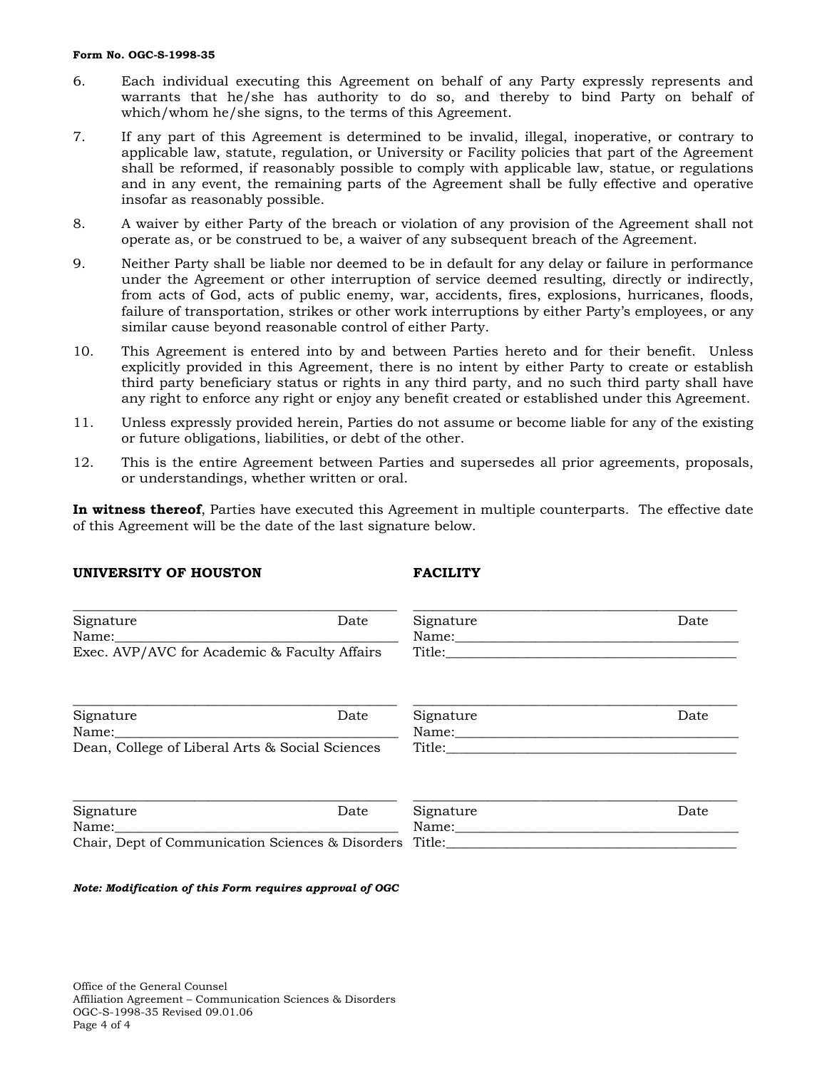6. Each individual executing this Agreement on behalf of any Party expressly represents and warrants that he/she has authority to do so, and thereby to bind Party on behalf of which/whom he/she signs, to the terms of this Agreement.

7. If any part of this Agreement is determined to be invalid, illegal, inoperative, or contrary to applicable law, statute, regulation, or University or Facility policies that part of the Agreement shall be reformed, if reasonably possible to comply with applicable law, statue, or regulations and in any event, the remaining parts of the Agreement shall be fully effective and operative insofar as reasonably possible.

8. A waiver by either Party of the breach or violation of any provision of the Agreement shall not operate as, or be construed to be, a waiver of any subsequent breach of the Agreement.

9. Neither Party shall be liable nor deemed to be in default for any delay or failure in performance under the Agreement or other interruption of service deemed resulting, directly or indirectly, from acts of God, acts of public enemy, war, accidents, fires, explosions, hurricanes, floods, failure of transportation, strikes or other work interruptions by either Party's employees, or any similar cause beyond reasonable control of either Party.

10. This Agreement is entered into by and between Parties hereto and for their benefit. Unless explicitly provided in this Agreement, there is no intent by either Party to create or establish third party beneficiary status or rights in any third party, and no such third party shall have any right to enforce any right or enjoy any benefit created or established under this Agreement.

11. Unless expressly provided herein, Parties do not assume or become liable for any of the existing or future obligations, liabilities, or debt of the other.

12. This is the entire Agreement between Parties and supersedes all prior agreements, proposals, or understandings, whether written or oral.

**In witness thereof**, Parties have executed this Agreement in multiple counterparts. The effective date of this Agreement will be the date of the last signature below.

**UNIVERSITY OF HOUSTON**

\_\_\_\_\_\_\_\_\_\_\_\_\_\_\_\_\_\_\_\_\_\_\_\_\_\_\_\_\_\_\_\_\_\_\_\_\_\_\_\_
Signature Date
Name:\_\_\_\_\_\_\_\_\_\_\_\_\_\_\_\_\_\_\_\_\_\_\_\_\_\_\_\_\_\_\_\_\_\_\_\_
Exec. AVP/AVC for Academic & Faculty Affairs

\_\_\_\_\_\_\_\_\_\_\_\_\_\_\_\_\_\_\_\_\_\_\_\_\_\_\_\_\_\_\_\_\_\_\_\_\_\_\_\_
Signature Date
Name:\_\_\_\_\_\_\_\_\_\_\_\_\_\_\_\_\_\_\_\_\_\_\_\_\_\_\_\_\_\_\_\_\_\_\_\_
Dean, College of Liberal Arts & Social Sciences

\_\_\_\_\_\_\_\_\_\_\_\_\_\_\_\_\_\_\_\_\_\_\_\_\_\_\_\_\_\_\_\_\_\_\_\_\_\_\_\_
Signature Date
Name:\_\_\_\_\_\_\_\_\_\_\_\_\_\_\_\_\_\_\_\_\_\_\_\_\_\_\_\_\_\_\_\_\_\_\_\_
Chair, Dept of Communication Sciences & Disorders

**FACILITY**

\_\_\_\_\_\_\_\_\_\_\_\_\_\_\_\_\_\_\_\_\_\_\_\_\_\_\_\_\_\_\_\_\_\_\_\_\_\_\_\_
Signature Date
Name:\_\_\_\_\_\_\_\_\_\_\_\_\_\_\_\_\_\_\_\_\_\_\_\_\_\_\_\_\_\_\_\_\_\_\_\_
Title:\_\_\_\_\_\_\_\_\_\_\_\_\_\_\_\_\_\_\_\_\_\_\_\_\_\_\_\_\_\_\_\_\_\_\_\_

\_\_\_\_\_\_\_\_\_\_\_\_\_\_\_\_\_\_\_\_\_\_\_\_\_\_\_\_\_\_\_\_\_\_\_\_\_\_\_\_
Signature Date
Name:\_\_\_\_\_\_\_\_\_\_\_\_\_\_\_\_\_\_\_\_\_\_\_\_\_\_\_\_\_\_\_\_\_\_\_\_
Title:\_\_\_\_\_\_\_\_\_\_\_\_\_\_\_\_\_\_\_\_\_\_\_\_\_\_\_\_\_\_\_\_\_\_\_\_

\_\_\_\_\_\_\_\_\_\_\_\_\_\_\_\_\_\_\_\_\_\_\_\_\_\_\_\_\_\_\_\_\_\_\_\_\_\_\_\_
Signature Date
Name:\_\_\_\_\_\_\_\_\_\_\_\_\_\_\_\_\_\_\_\_\_\_\_\_\_\_\_\_\_\_\_\_\_\_\_\_
Title:\_\_\_\_\_\_\_\_\_\_\_\_\_\_\_\_\_\_\_\_\_\_\_\_\_\_\_\_\_\_\_\_\_\_\_\_

***Note: Modification of this Form requires approval of OGC***